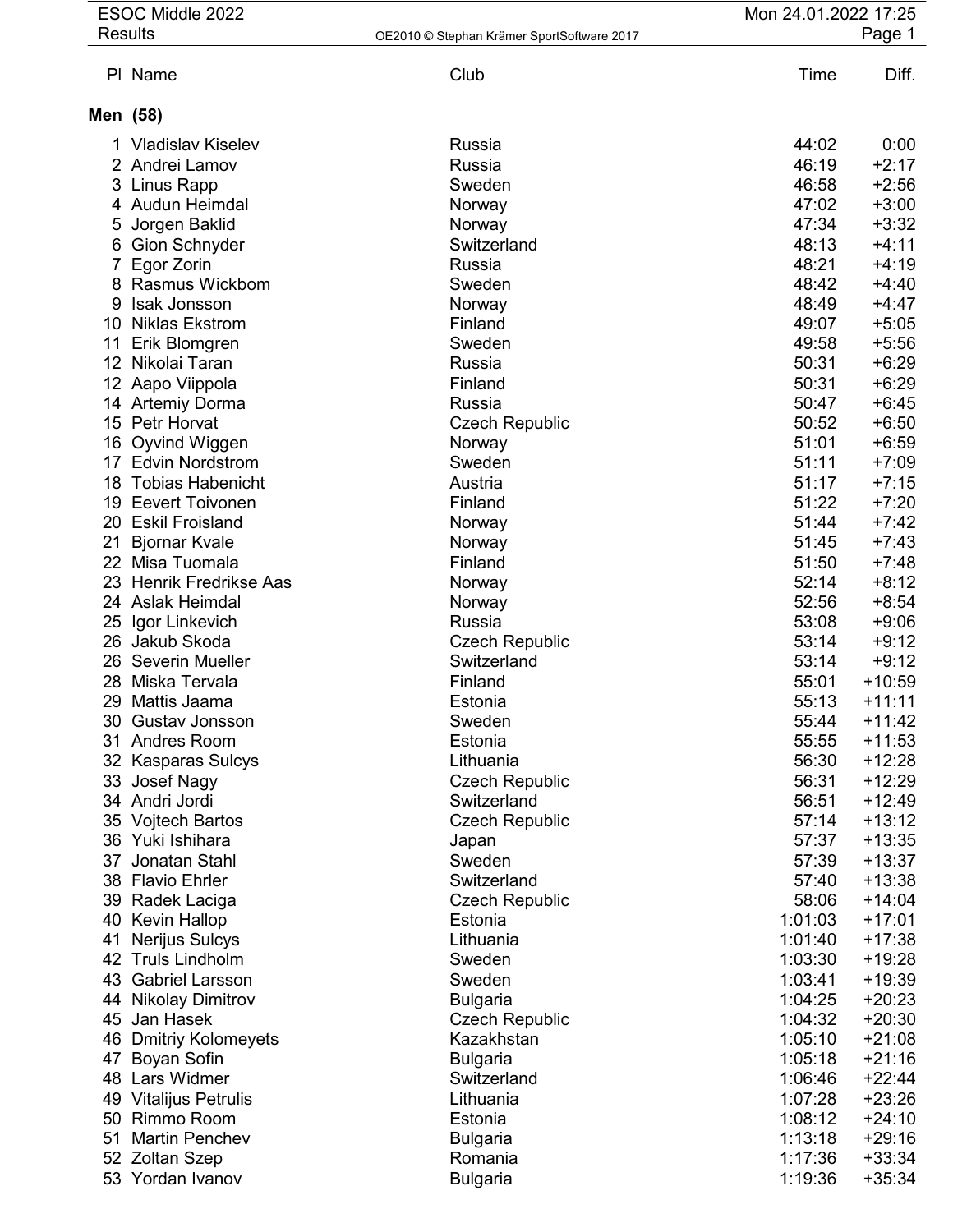# ESOC Middle 2022

Results

Mon 24.01.2022 17:25

OE2010 © Stephan Krämer SportSoftware 2017

## Men (58)

| Pl | Name | Club | Time | Diff. |
|---|---|---|---|---|
| 1 | Vladislav Kiselev | Russia | 44:02 | 0:00 |
| 2 | Andrei Lamov | Russia | 46:19 | +2:17 |
| 3 | Linus Rapp | Sweden | 46:58 | +2:56 |
| 4 | Audun Heimdal | Norway | 47:02 | +3:00 |
| 5 | Jorgen Baklid | Norway | 47:34 | +3:32 |
| 6 | Gion Schnyder | Switzerland | 48:13 | +4:11 |
| 7 | Egor Zorin | Russia | 48:21 | +4:19 |
| 8 | Rasmus Wickbom | Sweden | 48:42 | +4:40 |
| 9 | Isak Jonsson | Norway | 48:49 | +4:47 |
| 10 | Niklas Ekstrom | Finland | 49:07 | +5:05 |
| 11 | Erik Blomgren | Sweden | 49:58 | +5:56 |
| 12 | Nikolai Taran | Russia | 50:31 | +6:29 |
| 12 | Aapo Viippola | Finland | 50:31 | +6:29 |
| 14 | Artemiy Dorma | Russia | 50:47 | +6:45 |
| 15 | Petr Horvat | Czech Republic | 50:52 | +6:50 |
| 16 | Oyvind Wiggen | Norway | 51:01 | +6:59 |
| 17 | Edvin Nordstrom | Sweden | 51:11 | +7:09 |
| 18 | Tobias Habenicht | Austria | 51:17 | +7:15 |
| 19 | Eevert Toivonen | Finland | 51:22 | +7:20 |
| 20 | Eskil Froisland | Norway | 51:44 | +7:42 |
| 21 | Bjornar Kvale | Norway | 51:45 | +7:43 |
| 22 | Misa Tuomala | Finland | 51:50 | +7:48 |
| 23 | Henrik Fredrikse Aas | Norway | 52:14 | +8:12 |
| 24 | Aslak Heimdal | Norway | 52:56 | +8:54 |
| 25 | Igor Linkevich | Russia | 53:08 | +9:06 |
| 26 | Jakub Skoda | Czech Republic | 53:14 | +9:12 |
| 26 | Severin Mueller | Switzerland | 53:14 | +9:12 |
| 28 | Miska Tervala | Finland | 55:01 | +10:59 |
| 29 | Mattis Jaama | Estonia | 55:13 | +11:11 |
| 30 | Gustav Jonsson | Sweden | 55:44 | +11:42 |
| 31 | Andres Room | Estonia | 55:55 | +11:53 |
| 32 | Kasparas Sulcys | Lithuania | 56:30 | +12:28 |
| 33 | Josef Nagy | Czech Republic | 56:31 | +12:29 |
| 34 | Andri Jordi | Switzerland | 56:51 | +12:49 |
| 35 | Vojtech Bartos | Czech Republic | 57:14 | +13:12 |
| 36 | Yuki Ishihara | Japan | 57:37 | +13:35 |
| 37 | Jonatan Stahl | Sweden | 57:39 | +13:37 |
| 38 | Flavio Ehrler | Switzerland | 57:40 | +13:38 |
| 39 | Radek Laciga | Czech Republic | 58:06 | +14:04 |
| 40 | Kevin Hallop | Estonia | 1:01:03 | +17:01 |
| 41 | Nerijus Sulcys | Lithuania | 1:01:40 | +17:38 |
| 42 | Truls Lindholm | Sweden | 1:03:30 | +19:28 |
| 43 | Gabriel Larsson | Sweden | 1:03:41 | +19:39 |
| 44 | Nikolay Dimitrov | Bulgaria | 1:04:25 | +20:23 |
| 45 | Jan Hasek | Czech Republic | 1:04:32 | +20:30 |
| 46 | Dmitriy Kolomeyets | Kazakhstan | 1:05:10 | +21:08 |
| 47 | Boyan Sofin | Bulgaria | 1:05:18 | +21:16 |
| 48 | Lars Widmer | Switzerland | 1:06:46 | +22:44 |
| 49 | Vitalijus Petrulis | Lithuania | 1:07:28 | +23:26 |
| 50 | Rimmo Room | Estonia | 1:08:12 | +24:10 |
| 51 | Martin Penchev | Bulgaria | 1:13:18 | +29:16 |
| 52 | Zoltan Szep | Romania | 1:17:36 | +33:34 |
| 53 | Yordan Ivanov | Bulgaria | 1:19:36 | +35:34 |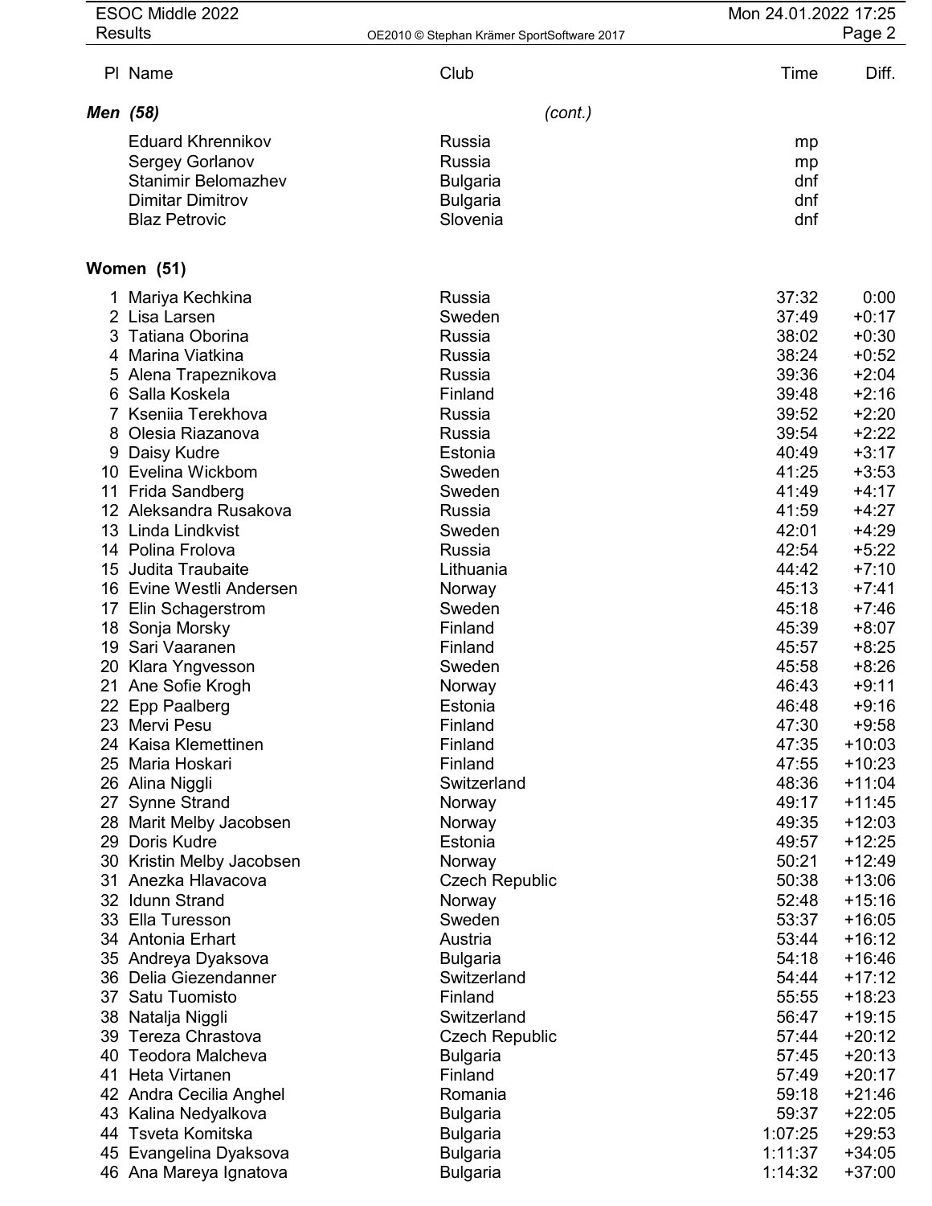| Pl | Name | Club | Time | Diff. |
|---|---|---|---|---|
| | ***Men (58)*** | *(cont.)* | | |
| | Eduard Khrennikov | Russia | mp | |
| | Sergey Gorlanov | Russia | mp | |
| | Stanimir Belomazhev | Bulgaria | dnf | |
| | Dimitar Dimitrov | Bulgaria | dnf | |
| | Blaz Petrovic | Slovenia | dnf | |
| | **Women (51)** | | | |
| 1 | Mariya Kechkina | Russia | 37:32 | 0:00 |
| 2 | Lisa Larsen | Sweden | 37:49 | +0:17 |
| 3 | Tatiana Oborina | Russia | 38:02 | +0:30 |
| 4 | Marina Viatkina | Russia | 38:24 | +0:52 |
| 5 | Alena Trapeznikova | Russia | 39:36 | +2:04 |
| 6 | Salla Koskela | Finland | 39:48 | +2:16 |
| 7 | Kseniia Terekhova | Russia | 39:52 | +2:20 |
| 8 | Olesia Riazanova | Russia | 39:54 | +2:22 |
| 9 | Daisy Kudre | Estonia | 40:49 | +3:17 |
| 10 | Evelina Wickbom | Sweden | 41:25 | +3:53 |
| 11 | Frida Sandberg | Sweden | 41:49 | +4:17 |
| 12 | Aleksandra Rusakova | Russia | 41:59 | +4:27 |
| 13 | Linda Lindkvist | Sweden | 42:01 | +4:29 |
| 14 | Polina Frolova | Russia | 42:54 | +5:22 |
| 15 | Judita Traubaite | Lithuania | 44:42 | +7:10 |
| 16 | Evine Westli Andersen | Norway | 45:13 | +7:41 |
| 17 | Elin Schagerstrom | Sweden | 45:18 | +7:46 |
| 18 | Sonja Morsky | Finland | 45:39 | +8:07 |
| 19 | Sari Vaaranen | Finland | 45:57 | +8:25 |
| 20 | Klara Yngvesson | Sweden | 45:58 | +8:26 |
| 21 | Ane Sofie Krogh | Norway | 46:43 | +9:11 |
| 22 | Epp Paalberg | Estonia | 46:48 | +9:16 |
| 23 | Mervi Pesu | Finland | 47:30 | +9:58 |
| 24 | Kaisa Klemettinen | Finland | 47:35 | +10:03 |
| 25 | Maria Hoskari | Finland | 47:55 | +10:23 |
| 26 | Alina Niggli | Switzerland | 48:36 | +11:04 |
| 27 | Synne Strand | Norway | 49:17 | +11:45 |
| 28 | Marit Melby Jacobsen | Norway | 49:35 | +12:03 |
| 29 | Doris Kudre | Estonia | 49:57 | +12:25 |
| 30 | Kristin Melby Jacobsen | Norway | 50:21 | +12:49 |
| 31 | Anezka Hlavacova | Czech Republic | 50:38 | +13:06 |
| 32 | Idunn Strand | Norway | 52:48 | +15:16 |
| 33 | Ella Turesson | Sweden | 53:37 | +16:05 |
| 34 | Antonia Erhart | Austria | 53:44 | +16:12 |
| 35 | Andreya Dyaksova | Bulgaria | 54:18 | +16:46 |
| 36 | Delia Giezendanner | Switzerland | 54:44 | +17:12 |
| 37 | Satu Tuomisto | Finland | 55:55 | +18:23 |
| 38 | Natalja Niggli | Switzerland | 56:47 | +19:15 |
| 39 | Tereza Chrastova | Czech Republic | 57:44 | +20:12 |
| 40 | Teodora Malcheva | Bulgaria | 57:45 | +20:13 |
| 41 | Heta Virtanen | Finland | 57:49 | +20:17 |
| 42 | Andra Cecilia Anghel | Romania | 59:18 | +21:46 |
| 43 | Kalina Nedyalkova | Bulgaria | 59:37 | +22:05 |
| 44 | Tsveta Komitska | Bulgaria | 1:07:25 | +29:53 |
| 45 | Evangelina Dyaksova | Bulgaria | 1:11:37 | +34:05 |
| 46 | Ana Mareya Ignatova | Bulgaria | 1:14:32 | +37:00 |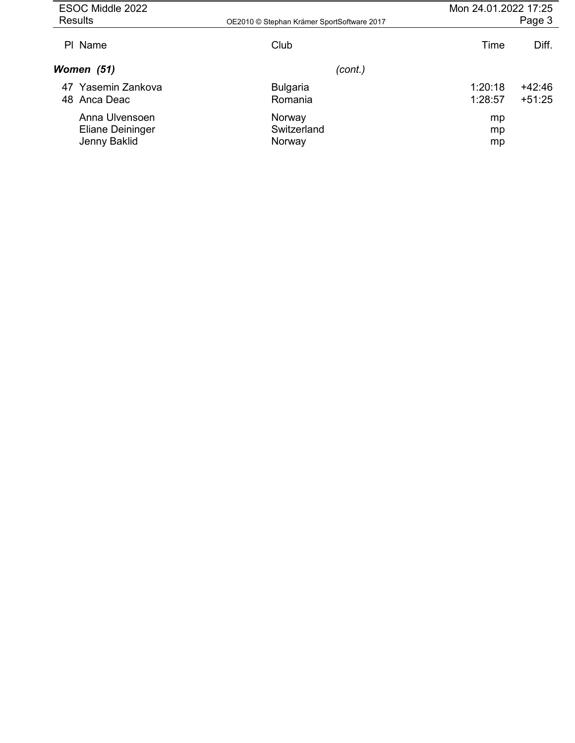| Pl | Name | Club | Time | Diff. |
|---|---|---|---|---|
| ***Women (51)*** | | *(cont.)* | | |
| 47 | Yasemin Zankova | Bulgaria | 1:20:18 | +42:46 |
| 48 | Anca Deac | Romania | 1:28:57 | +51:25 |
| | Anna Ulvensoen | Norway | mp | |
| | Eliane Deininger | Switzerland | mp | |
| | Jenny Baklid | Norway | mp | |